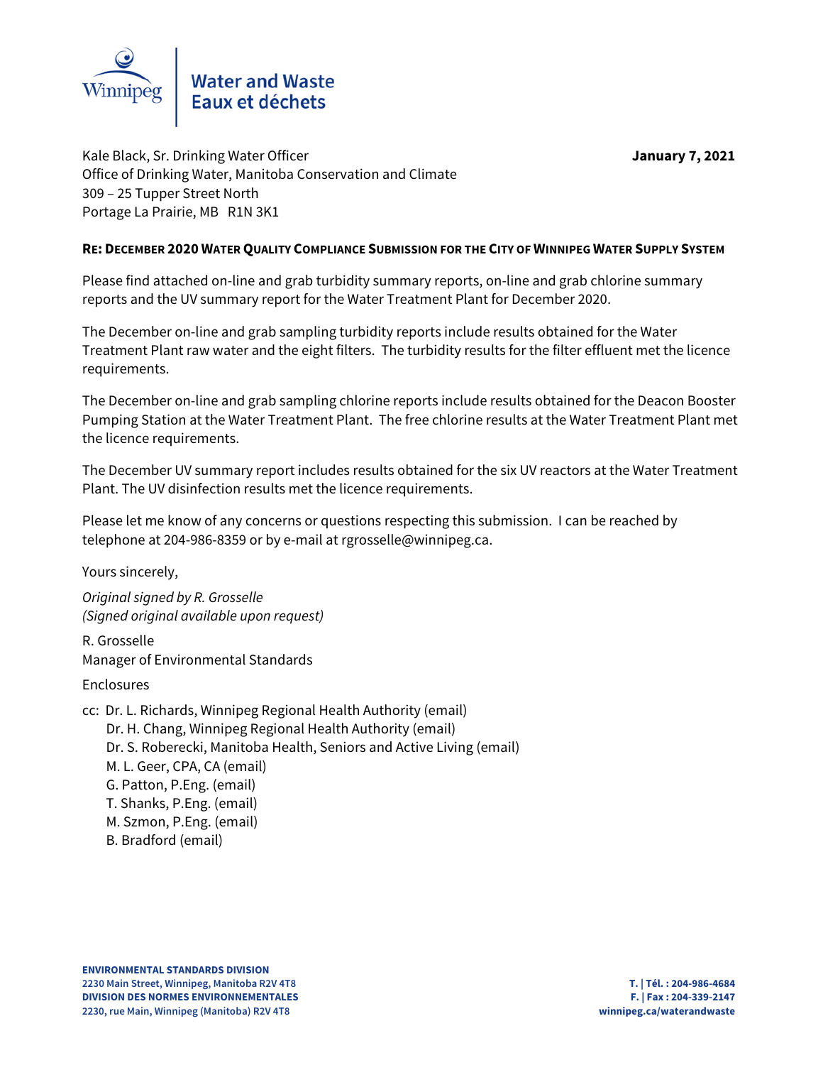Winnipeg

Water and Waste
Eaux et déchets

Kale Black, Sr. Drinking Water Officer
Office of Drinking Water, Manitoba Conservation and Climate
309 – 25 Tupper Street North
Portage La Prairie, MB R1N 3K1

**January 7, 2021**

**RE: DECEMBER 2020 WATER QUALITY COMPLIANCE SUBMISSION FOR THE CITY OF WINNIPEG WATER SUPPLY SYSTEM**

Please find attached on-line and grab turbidity summary reports, on-line and grab chlorine summary reports and the UV summary report for the Water Treatment Plant for December 2020.

The December on-line and grab sampling turbidity reports include results obtained for the Water Treatment Plant raw water and the eight filters. The turbidity results for the filter effluent met the licence requirements.

The December on-line and grab sampling chlorine reports include results obtained for the Deacon Booster Pumping Station at the Water Treatment Plant. The free chlorine results at the Water Treatment Plant met the licence requirements.

The December UV summary report includes results obtained for the six UV reactors at the Water Treatment Plant. The UV disinfection results met the licence requirements.

Please let me know of any concerns or questions respecting this submission. I can be reached by telephone at 204-986-8359 or by e-mail at rgrosselle@winnipeg.ca.

Yours sincerely,

*Original signed by R. Grosselle*
*(Signed original available upon request)*

R. Grosselle
Manager of Environmental Standards

Enclosures

cc: Dr. L. Richards, Winnipeg Regional Health Authority (email)
Dr. H. Chang, Winnipeg Regional Health Authority (email)
Dr. S. Roberecki, Manitoba Health, Seniors and Active Living (email)
M. L. Geer, CPA, CA (email)
G. Patton, P.Eng. (email)
T. Shanks, P.Eng. (email)
M. Szmon, P.Eng. (email)
B. Bradford (email)

**ENVIRONMENTAL STANDARDS DIVISION**
**2230 Main Street, Winnipeg, Manitoba R2V 4T8**
**DIVISION DES NORMES ENVIRONNEMENTALES**
**2230, rue Main, Winnipeg (Manitoba) R2V 4T8**

**T. | Tél. : 204-986-4684**
**F. | Fax : 204-339-2147**
**winnipeg.ca/waterandwaste**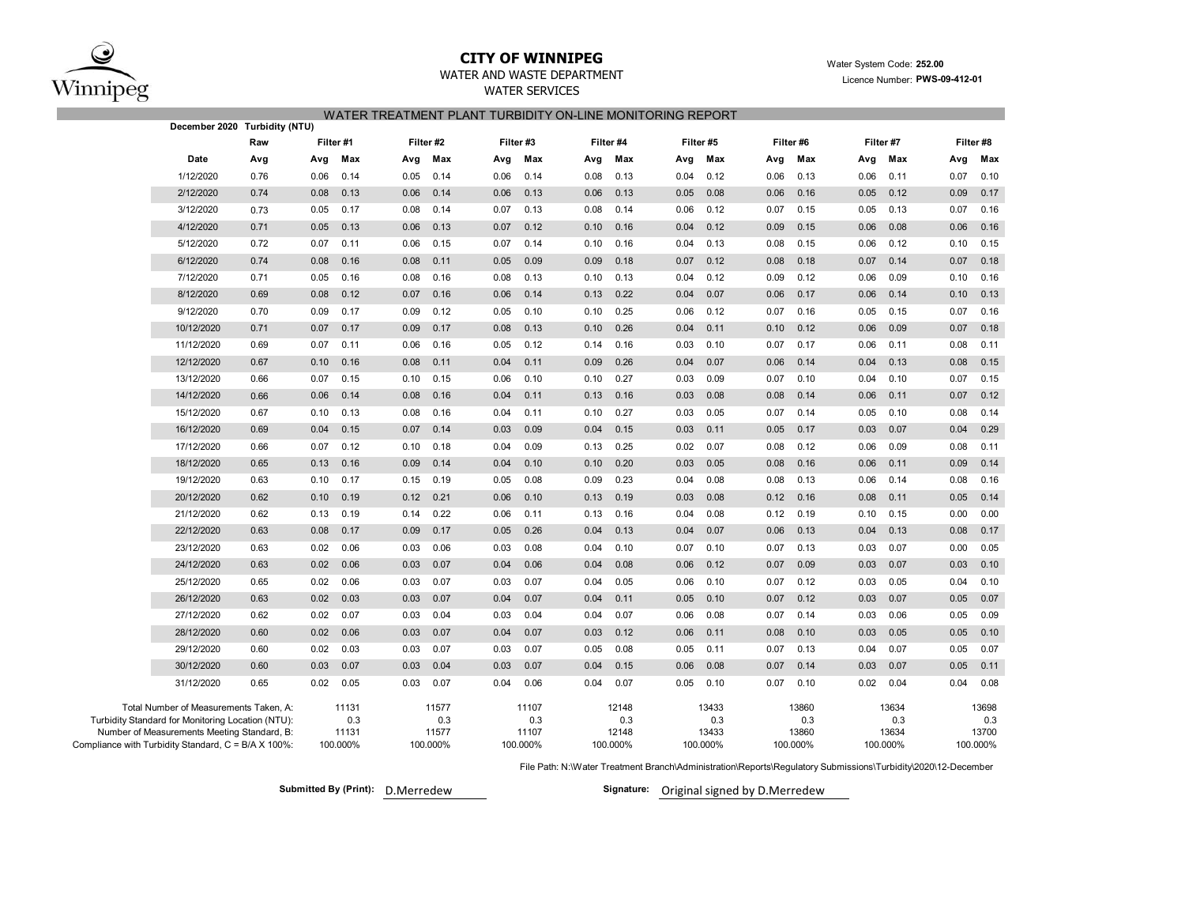# CITY OF WINNIPEG

WATER AND WASTE DEPARTMENT

WATER SERVICES

Water System Code: **252.00**

Licence Number: **PWS-09-412-01**

## WATER TREATMENT PLANT TURBIDITY ON-LINE MONITORING REPORT

**December 2020 Turbidity (NTU)**

| | Raw | Filter #1 | | Filter #2 | | Filter #3 | | Filter #4 | | Filter #5 | | Filter #6 | | Filter #7 | | Filter #8 | |
|---|---|---|---|---|---|---|---|---|---|---|---|---|---|---|---|---|---|
| **Date** | **Avg** | **Avg** | **Max** | **Avg** | **Max** | **Avg** | **Max** | **Avg** | **Max** | **Avg** | **Max** | **Avg** | **Max** | **Avg** | **Max** | **Avg** | **Max** |
| 1/12/2020 | 0.76 | 0.06 | 0.14 | 0.05 | 0.14 | 0.06 | 0.14 | 0.08 | 0.13 | 0.04 | 0.12 | 0.06 | 0.13 | 0.06 | 0.11 | 0.07 | 0.10 |
| 2/12/2020 | 0.74 | 0.08 | 0.13 | 0.06 | 0.14 | 0.06 | 0.13 | 0.06 | 0.13 | 0.05 | 0.08 | 0.06 | 0.16 | 0.05 | 0.12 | 0.09 | 0.17 |
| 3/12/2020 | 0.73 | 0.05 | 0.17 | 0.08 | 0.14 | 0.07 | 0.13 | 0.08 | 0.14 | 0.06 | 0.12 | 0.07 | 0.15 | 0.05 | 0.13 | 0.07 | 0.16 |
| 4/12/2020 | 0.71 | 0.05 | 0.13 | 0.06 | 0.13 | 0.07 | 0.12 | 0.10 | 0.16 | 0.04 | 0.12 | 0.09 | 0.15 | 0.06 | 0.08 | 0.06 | 0.16 |
| 5/12/2020 | 0.72 | 0.07 | 0.11 | 0.06 | 0.15 | 0.07 | 0.14 | 0.10 | 0.16 | 0.04 | 0.13 | 0.08 | 0.15 | 0.06 | 0.12 | 0.10 | 0.15 |
| 6/12/2020 | 0.74 | 0.08 | 0.16 | 0.08 | 0.11 | 0.05 | 0.09 | 0.09 | 0.18 | 0.07 | 0.12 | 0.08 | 0.18 | 0.07 | 0.14 | 0.07 | 0.18 |
| 7/12/2020 | 0.71 | 0.05 | 0.16 | 0.08 | 0.16 | 0.08 | 0.13 | 0.10 | 0.13 | 0.04 | 0.12 | 0.09 | 0.12 | 0.06 | 0.09 | 0.10 | 0.16 |
| 8/12/2020 | 0.69 | 0.08 | 0.12 | 0.07 | 0.16 | 0.06 | 0.14 | 0.13 | 0.22 | 0.04 | 0.07 | 0.06 | 0.17 | 0.06 | 0.14 | 0.10 | 0.13 |
| 9/12/2020 | 0.70 | 0.09 | 0.17 | 0.09 | 0.12 | 0.05 | 0.10 | 0.10 | 0.25 | 0.06 | 0.12 | 0.07 | 0.16 | 0.05 | 0.15 | 0.07 | 0.16 |
| 10/12/2020 | 0.71 | 0.07 | 0.17 | 0.09 | 0.17 | 0.08 | 0.13 | 0.10 | 0.26 | 0.04 | 0.11 | 0.10 | 0.12 | 0.06 | 0.09 | 0.07 | 0.18 |
| 11/12/2020 | 0.69 | 0.07 | 0.11 | 0.06 | 0.16 | 0.05 | 0.12 | 0.14 | 0.16 | 0.03 | 0.10 | 0.07 | 0.17 | 0.06 | 0.11 | 0.08 | 0.11 |
| 12/12/2020 | 0.67 | 0.10 | 0.16 | 0.08 | 0.11 | 0.04 | 0.11 | 0.09 | 0.26 | 0.04 | 0.07 | 0.06 | 0.14 | 0.04 | 0.13 | 0.08 | 0.15 |
| 13/12/2020 | 0.66 | 0.07 | 0.15 | 0.10 | 0.15 | 0.06 | 0.10 | 0.10 | 0.27 | 0.03 | 0.09 | 0.07 | 0.10 | 0.04 | 0.10 | 0.07 | 0.15 |
| 14/12/2020 | 0.66 | 0.06 | 0.14 | 0.08 | 0.16 | 0.04 | 0.11 | 0.13 | 0.16 | 0.03 | 0.08 | 0.08 | 0.14 | 0.06 | 0.11 | 0.07 | 0.12 |
| 15/12/2020 | 0.67 | 0.10 | 0.13 | 0.08 | 0.16 | 0.04 | 0.11 | 0.10 | 0.27 | 0.03 | 0.05 | 0.07 | 0.14 | 0.05 | 0.10 | 0.08 | 0.14 |
| 16/12/2020 | 0.69 | 0.04 | 0.15 | 0.07 | 0.14 | 0.03 | 0.09 | 0.04 | 0.15 | 0.03 | 0.11 | 0.05 | 0.17 | 0.03 | 0.07 | 0.04 | 0.29 |
| 17/12/2020 | 0.66 | 0.07 | 0.12 | 0.10 | 0.18 | 0.04 | 0.09 | 0.13 | 0.25 | 0.02 | 0.07 | 0.08 | 0.12 | 0.06 | 0.09 | 0.08 | 0.11 |
| 18/12/2020 | 0.65 | 0.13 | 0.16 | 0.09 | 0.14 | 0.04 | 0.10 | 0.10 | 0.20 | 0.03 | 0.05 | 0.08 | 0.16 | 0.06 | 0.11 | 0.09 | 0.14 |
| 19/12/2020 | 0.63 | 0.10 | 0.17 | 0.15 | 0.19 | 0.05 | 0.08 | 0.09 | 0.23 | 0.04 | 0.08 | 0.08 | 0.13 | 0.06 | 0.14 | 0.08 | 0.16 |
| 20/12/2020 | 0.62 | 0.10 | 0.19 | 0.12 | 0.21 | 0.06 | 0.10 | 0.13 | 0.19 | 0.03 | 0.08 | 0.12 | 0.16 | 0.08 | 0.11 | 0.05 | 0.14 |
| 21/12/2020 | 0.62 | 0.13 | 0.19 | 0.14 | 0.22 | 0.06 | 0.11 | 0.13 | 0.16 | 0.04 | 0.08 | 0.12 | 0.19 | 0.10 | 0.15 | 0.00 | 0.00 |
| 22/12/2020 | 0.63 | 0.08 | 0.17 | 0.09 | 0.17 | 0.05 | 0.26 | 0.04 | 0.13 | 0.04 | 0.07 | 0.06 | 0.13 | 0.04 | 0.13 | 0.08 | 0.17 |
| 23/12/2020 | 0.63 | 0.02 | 0.06 | 0.03 | 0.06 | 0.03 | 0.08 | 0.04 | 0.10 | 0.07 | 0.10 | 0.07 | 0.13 | 0.03 | 0.07 | 0.00 | 0.05 |
| 24/12/2020 | 0.63 | 0.02 | 0.06 | 0.03 | 0.07 | 0.04 | 0.06 | 0.04 | 0.08 | 0.06 | 0.12 | 0.07 | 0.09 | 0.03 | 0.07 | 0.03 | 0.10 |
| 25/12/2020 | 0.65 | 0.02 | 0.06 | 0.03 | 0.07 | 0.03 | 0.07 | 0.04 | 0.05 | 0.06 | 0.10 | 0.07 | 0.12 | 0.03 | 0.05 | 0.04 | 0.10 |
| 26/12/2020 | 0.63 | 0.02 | 0.03 | 0.03 | 0.07 | 0.04 | 0.07 | 0.04 | 0.11 | 0.05 | 0.10 | 0.07 | 0.12 | 0.03 | 0.07 | 0.05 | 0.07 |
| 27/12/2020 | 0.62 | 0.02 | 0.07 | 0.03 | 0.04 | 0.03 | 0.04 | 0.04 | 0.07 | 0.06 | 0.08 | 0.07 | 0.14 | 0.03 | 0.06 | 0.05 | 0.09 |
| 28/12/2020 | 0.60 | 0.02 | 0.06 | 0.03 | 0.07 | 0.04 | 0.07 | 0.03 | 0.12 | 0.06 | 0.11 | 0.08 | 0.10 | 0.03 | 0.05 | 0.05 | 0.10 |
| 29/12/2020 | 0.60 | 0.02 | 0.03 | 0.03 | 0.07 | 0.03 | 0.07 | 0.05 | 0.08 | 0.05 | 0.11 | 0.07 | 0.13 | 0.04 | 0.07 | 0.05 | 0.07 |
| 30/12/2020 | 0.60 | 0.03 | 0.07 | 0.03 | 0.04 | 0.03 | 0.07 | 0.04 | 0.15 | 0.06 | 0.08 | 0.07 | 0.14 | 0.03 | 0.07 | 0.05 | 0.11 |
| 31/12/2020 | 0.65 | 0.02 | 0.05 | 0.03 | 0.07 | 0.04 | 0.06 | 0.04 | 0.07 | 0.05 | 0.10 | 0.07 | 0.10 | 0.02 | 0.04 | 0.04 | 0.08 |
| Total Number of Measurements Taken, A: | | 11131 | | 11577 | | 11107 | | 12148 | | 13433 | | 13860 | | 13634 | | 13698 | |
| Turbidity Standard for Monitoring Location (NTU): | | 0.3 | | 0.3 | | 0.3 | | 0.3 | | 0.3 | | 0.3 | | 0.3 | | 0.3 | |
| Number of Measurements Meeting Standard, B: | | 11131 | | 11577 | | 11107 | | 12148 | | 13433 | | 13860 | | 13634 | | 13700 | |
| Compliance with Turbidity Standard, C = B/A X 100%: | | 100.000% | | 100.000% | | 100.000% | | 100.000% | | 100.000% | | 100.000% | | 100.000% | | 100.000% | |

File Path: N:\Water Treatment Branch\Administration\Reports\Regulatory Submissions\Turbidity\2020\12-December

**Submitted By (Print):** D.Merredew

**Signature:** Original signed by D.Merredew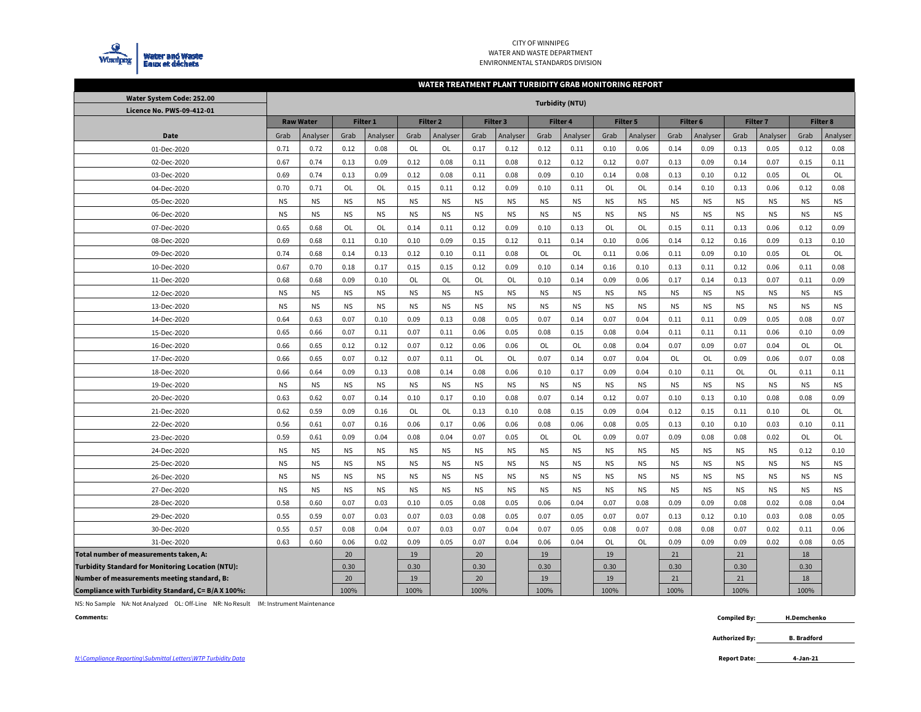CITY OF WINNIPEG
WATER AND WASTE DEPARTMENT
ENVIRONMENTAL STANDARDS DIVISION

## WATER TREATMENT PLANT TURBIDITY GRAB MONITORING REPORT

| Water System Code: 252.00<br>Licence No. PWS-09-412-01 | Turbidity (NTU) | | | | | | | | | | | | | | | | | |
|---|---|---|---|---|---|---|---|---|---|---|---|---|---|---|---|---|---|---|
| | Raw Water | | Filter 1 | | Filter 2 | | Filter 3 | | Filter 4 | | Filter 5 | | Filter 6 | | Filter 7 | | Filter 8 | |
| Date | Grab | Analyser | Grab | Analyser | Grab | Analyser | Grab | Analyser | Grab | Analyser | Grab | Analyser | Grab | Analyser | Grab | Analyser | Grab | Analyser |
| 01-Dec-2020 | 0.71 | 0.72 | 0.12 | 0.08 | OL | OL | 0.17 | 0.12 | 0.12 | 0.11 | 0.10 | 0.06 | 0.14 | 0.09 | 0.13 | 0.05 | 0.12 | 0.08 |
| 02-Dec-2020 | 0.67 | 0.74 | 0.13 | 0.09 | 0.12 | 0.08 | 0.11 | 0.08 | 0.12 | 0.12 | 0.12 | 0.07 | 0.13 | 0.09 | 0.14 | 0.07 | 0.15 | 0.11 |
| 03-Dec-2020 | 0.69 | 0.74 | 0.13 | 0.09 | 0.12 | 0.08 | 0.11 | 0.08 | 0.09 | 0.10 | 0.14 | 0.08 | 0.13 | 0.10 | 0.12 | 0.05 | OL | OL |
| 04-Dec-2020 | 0.70 | 0.71 | OL | OL | 0.15 | 0.11 | 0.12 | 0.09 | 0.10 | 0.11 | OL | OL | 0.14 | 0.10 | 0.13 | 0.06 | 0.12 | 0.08 |
| 05-Dec-2020 | NS | NS | NS | NS | NS | NS | NS | NS | NS | NS | NS | NS | NS | NS | NS | NS | NS | NS |
| 06-Dec-2020 | NS | NS | NS | NS | NS | NS | NS | NS | NS | NS | NS | NS | NS | NS | NS | NS | NS | NS |
| 07-Dec-2020 | 0.65 | 0.68 | OL | OL | 0.14 | 0.11 | 0.12 | 0.09 | 0.10 | 0.13 | OL | OL | 0.15 | 0.11 | 0.13 | 0.06 | 0.12 | 0.09 |
| 08-Dec-2020 | 0.69 | 0.68 | 0.11 | 0.10 | 0.10 | 0.09 | 0.15 | 0.12 | 0.11 | 0.14 | 0.10 | 0.06 | 0.14 | 0.12 | 0.16 | 0.09 | 0.13 | 0.10 |
| 09-Dec-2020 | 0.74 | 0.68 | 0.14 | 0.13 | 0.12 | 0.10 | 0.11 | 0.08 | OL | OL | 0.11 | 0.06 | 0.11 | 0.09 | 0.10 | 0.05 | OL | OL |
| 10-Dec-2020 | 0.67 | 0.70 | 0.18 | 0.17 | 0.15 | 0.15 | 0.12 | 0.09 | 0.10 | 0.14 | 0.16 | 0.10 | 0.13 | 0.11 | 0.12 | 0.06 | 0.11 | 0.08 |
| 11-Dec-2020 | 0.68 | 0.68 | 0.09 | 0.10 | OL | OL | OL | OL | 0.10 | 0.14 | 0.09 | 0.06 | 0.17 | 0.14 | 0.13 | 0.07 | 0.11 | 0.09 |
| 12-Dec-2020 | NS | NS | NS | NS | NS | NS | NS | NS | NS | NS | NS | NS | NS | NS | NS | NS | NS | NS |
| 13-Dec-2020 | NS | NS | NS | NS | NS | NS | NS | NS | NS | NS | NS | NS | NS | NS | NS | NS | NS | NS |
| 14-Dec-2020 | 0.64 | 0.63 | 0.07 | 0.10 | 0.09 | 0.13 | 0.08 | 0.05 | 0.07 | 0.14 | 0.07 | 0.04 | 0.11 | 0.11 | 0.09 | 0.05 | 0.08 | 0.07 |
| 15-Dec-2020 | 0.65 | 0.66 | 0.07 | 0.11 | 0.07 | 0.11 | 0.06 | 0.05 | 0.08 | 0.15 | 0.08 | 0.04 | 0.11 | 0.11 | 0.11 | 0.06 | 0.10 | 0.09 |
| 16-Dec-2020 | 0.66 | 0.65 | 0.12 | 0.12 | 0.07 | 0.12 | 0.06 | 0.06 | OL | OL | 0.08 | 0.04 | 0.07 | 0.09 | 0.07 | 0.04 | OL | OL |
| 17-Dec-2020 | 0.66 | 0.65 | 0.07 | 0.12 | 0.07 | 0.11 | OL | OL | 0.07 | 0.14 | 0.07 | 0.04 | OL | OL | 0.09 | 0.06 | 0.07 | 0.08 |
| 18-Dec-2020 | 0.66 | 0.64 | 0.09 | 0.13 | 0.08 | 0.14 | 0.08 | 0.06 | 0.10 | 0.17 | 0.09 | 0.04 | 0.10 | 0.11 | OL | OL | 0.11 | 0.11 |
| 19-Dec-2020 | NS | NS | NS | NS | NS | NS | NS | NS | NS | NS | NS | NS | NS | NS | NS | NS | NS | NS |
| 20-Dec-2020 | 0.63 | 0.62 | 0.07 | 0.14 | 0.10 | 0.17 | 0.10 | 0.08 | 0.07 | 0.14 | 0.12 | 0.07 | 0.10 | 0.13 | 0.10 | 0.08 | 0.08 | 0.09 |
| 21-Dec-2020 | 0.62 | 0.59 | 0.09 | 0.16 | OL | OL | 0.13 | 0.10 | 0.08 | 0.15 | 0.09 | 0.04 | 0.12 | 0.15 | 0.11 | 0.10 | OL | OL |
| 22-Dec-2020 | 0.56 | 0.61 | 0.07 | 0.16 | 0.06 | 0.17 | 0.06 | 0.06 | 0.08 | 0.06 | 0.08 | 0.05 | 0.13 | 0.10 | 0.10 | 0.03 | 0.10 | 0.11 |
| 23-Dec-2020 | 0.59 | 0.61 | 0.09 | 0.04 | 0.08 | 0.04 | 0.07 | 0.05 | OL | OL | 0.09 | 0.07 | 0.09 | 0.08 | 0.08 | 0.02 | OL | OL |
| 24-Dec-2020 | NS | NS | NS | NS | NS | NS | NS | NS | NS | NS | NS | NS | NS | NS | NS | NS | 0.12 | 0.10 |
| 25-Dec-2020 | NS | NS | NS | NS | NS | NS | NS | NS | NS | NS | NS | NS | NS | NS | NS | NS | NS | NS |
| 26-Dec-2020 | NS | NS | NS | NS | NS | NS | NS | NS | NS | NS | NS | NS | NS | NS | NS | NS | NS | NS |
| 27-Dec-2020 | NS | NS | NS | NS | NS | NS | NS | NS | NS | NS | NS | NS | NS | NS | NS | NS | NS | NS |
| 28-Dec-2020 | 0.58 | 0.60 | 0.07 | 0.03 | 0.10 | 0.05 | 0.08 | 0.05 | 0.06 | 0.04 | 0.07 | 0.08 | 0.09 | 0.09 | 0.08 | 0.02 | 0.08 | 0.04 |
| 29-Dec-2020 | 0.55 | 0.59 | 0.07 | 0.03 | 0.07 | 0.03 | 0.08 | 0.05 | 0.07 | 0.05 | 0.07 | 0.07 | 0.13 | 0.12 | 0.10 | 0.03 | 0.08 | 0.05 |
| 30-Dec-2020 | 0.55 | 0.57 | 0.08 | 0.04 | 0.07 | 0.03 | 0.07 | 0.04 | 0.07 | 0.05 | 0.08 | 0.07 | 0.08 | 0.08 | 0.07 | 0.02 | 0.11 | 0.06 |
| 31-Dec-2020 | 0.63 | 0.60 | 0.06 | 0.02 | 0.09 | 0.05 | 0.07 | 0.04 | 0.06 | 0.04 | OL | OL | 0.09 | 0.09 | 0.09 | 0.02 | 0.08 | 0.05 |
| **Total number of measurements taken, A:** | | | 20 | | 19 | | 20 | | 19 | | 19 | | 21 | | 21 | | 18 | |
| **Turbidity Standard for Monitoring Location (NTU):** | | | 0.30 | | 0.30 | | 0.30 | | 0.30 | | 0.30 | | 0.30 | | 0.30 | | 0.30 | |
| **Number of measurements meeting standard, B:** | | | 20 | | 19 | | 20 | | 19 | | 19 | | 21 | | 21 | | 18 | |
| **Compliance with Turbidity Standard, C= B/A X 100%:** | | | 100% | | 100% | | 100% | | 100% | | 100% | | 100% | | 100% | | 100% | |

NS: No Sample NA: Not Analyzed OL: Off-Line NR: No Result IM: Instrument Maintenance

**Comments:**

**Compiled By:** H.Demchenko

**Authorized By:** B. Bradford

**Report Date:** 4-Jan-21

*N:\Compliance Reporting\Submittal Letters\WTP Turbidity Data*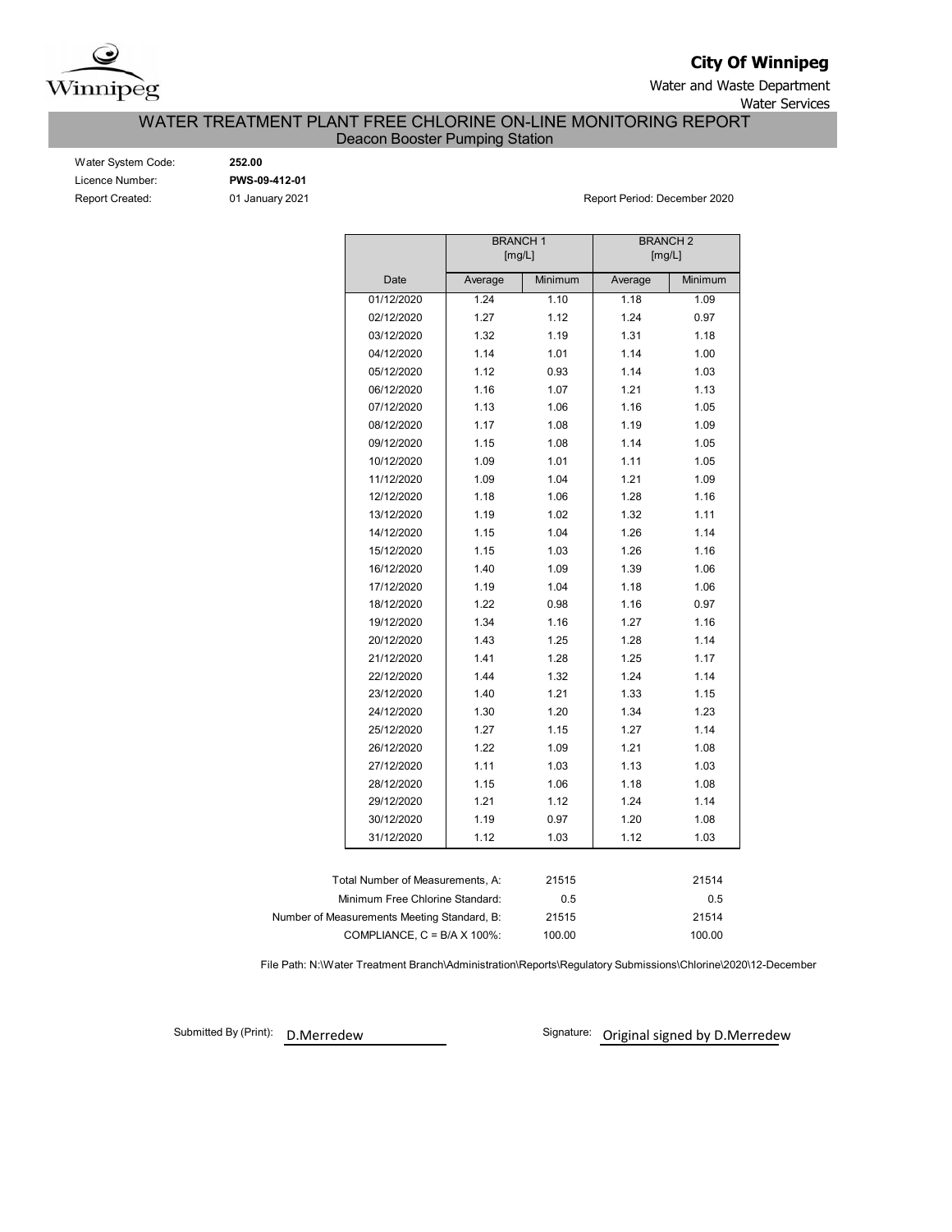Winnipeg

**City Of Winnipeg**

Water and Waste Department

Water Services

# WATER TREATMENT PLANT FREE CHLORINE ON-LINE MONITORING REPORT

## Deacon Booster Pumping Station

Water System Code: **252.00**

Licence Number: **PWS-09-412-01**

Report Created: 01 January 2021

Report Period: December 2020

| | BRANCH 1 [mg/L] | | BRANCH 2 [mg/L] | |
|---|---|---|---|---|
| Date | Average | Minimum | Average | Minimum |
| 01/12/2020 | 1.24 | 1.10 | 1.18 | 1.09 |
| 02/12/2020 | 1.27 | 1.12 | 1.24 | 0.97 |
| 03/12/2020 | 1.32 | 1.19 | 1.31 | 1.18 |
| 04/12/2020 | 1.14 | 1.01 | 1.14 | 1.00 |
| 05/12/2020 | 1.12 | 0.93 | 1.14 | 1.03 |
| 06/12/2020 | 1.16 | 1.07 | 1.21 | 1.13 |
| 07/12/2020 | 1.13 | 1.06 | 1.16 | 1.05 |
| 08/12/2020 | 1.17 | 1.08 | 1.19 | 1.09 |
| 09/12/2020 | 1.15 | 1.08 | 1.14 | 1.05 |
| 10/12/2020 | 1.09 | 1.01 | 1.11 | 1.05 |
| 11/12/2020 | 1.09 | 1.04 | 1.21 | 1.09 |
| 12/12/2020 | 1.18 | 1.06 | 1.28 | 1.16 |
| 13/12/2020 | 1.19 | 1.02 | 1.32 | 1.11 |
| 14/12/2020 | 1.15 | 1.04 | 1.26 | 1.14 |
| 15/12/2020 | 1.15 | 1.03 | 1.26 | 1.16 |
| 16/12/2020 | 1.40 | 1.09 | 1.39 | 1.06 |
| 17/12/2020 | 1.19 | 1.04 | 1.18 | 1.06 |
| 18/12/2020 | 1.22 | 0.98 | 1.16 | 0.97 |
| 19/12/2020 | 1.34 | 1.16 | 1.27 | 1.16 |
| 20/12/2020 | 1.43 | 1.25 | 1.28 | 1.14 |
| 21/12/2020 | 1.41 | 1.28 | 1.25 | 1.17 |
| 22/12/2020 | 1.44 | 1.32 | 1.24 | 1.14 |
| 23/12/2020 | 1.40 | 1.21 | 1.33 | 1.15 |
| 24/12/2020 | 1.30 | 1.20 | 1.34 | 1.23 |
| 25/12/2020 | 1.27 | 1.15 | 1.27 | 1.14 |
| 26/12/2020 | 1.22 | 1.09 | 1.21 | 1.08 |
| 27/12/2020 | 1.11 | 1.03 | 1.13 | 1.03 |
| 28/12/2020 | 1.15 | 1.06 | 1.18 | 1.08 |
| 29/12/2020 | 1.21 | 1.12 | 1.24 | 1.14 |
| 30/12/2020 | 1.19 | 0.97 | 1.20 | 1.08 |
| 31/12/2020 | 1.12 | 1.03 | 1.12 | 1.03 |

| | Branch 1 | Branch 2 |
|---|---|---|
| Total Number of Measurements, A: | 21515 | 21514 |
| Minimum Free Chlorine Standard: | 0.5 | 0.5 |
| Number of Measurements Meeting Standard, B: | 21515 | 21514 |
| COMPLIANCE, C = B/A X 100%: | 100.00 | 100.00 |

File Path: N:\Water Treatment Branch\Administration\Reports\Regulatory Submissions\Chlorine\2020\12-December

Submitted By (Print): D.Merredew

Signature: Original signed by D.Merredew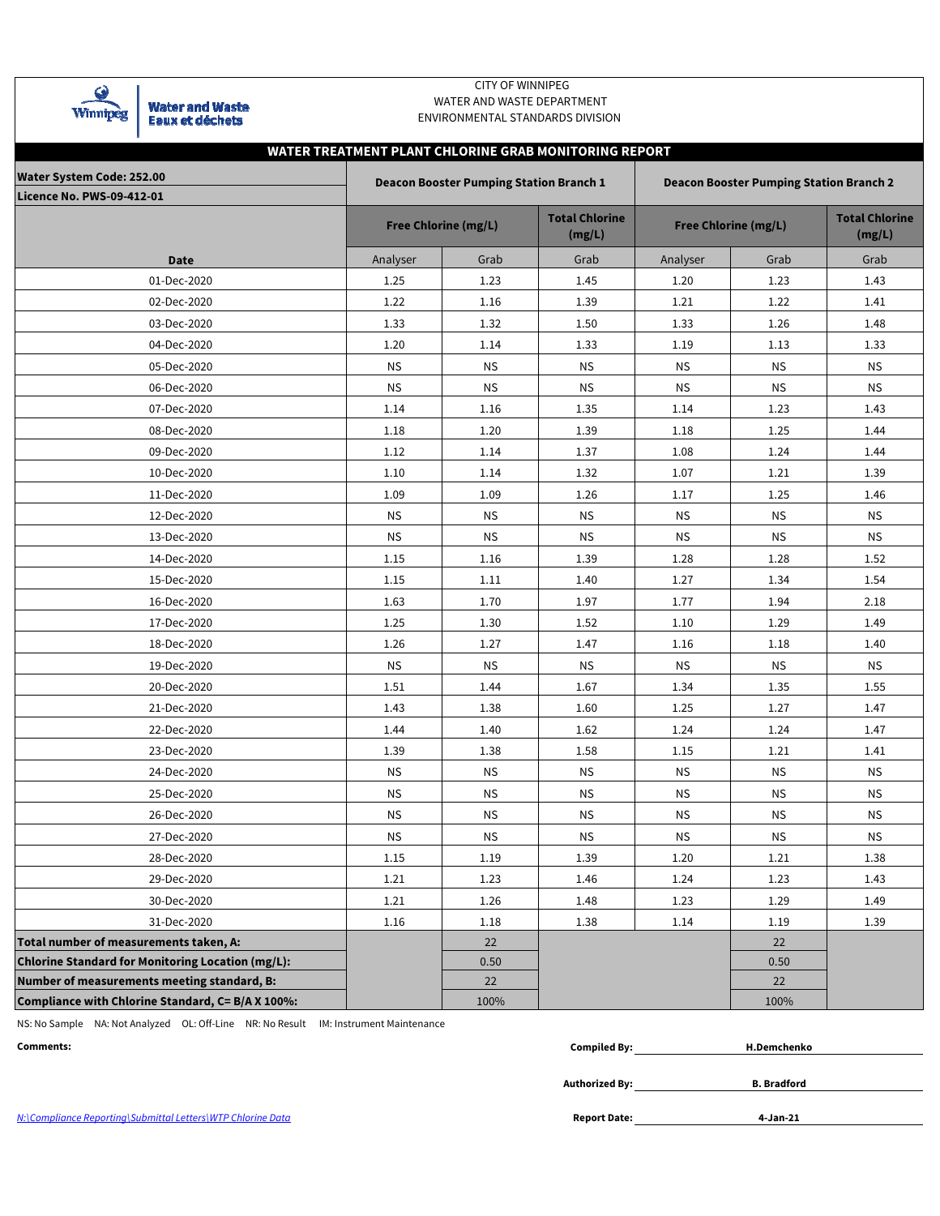CITY OF WINNIPEG
WATER AND WASTE DEPARTMENT
ENVIRONMENTAL STANDARDS DIVISION

Winnipeg | Water and Waste / Eaux et déchets

## WATER TREATMENT PLANT CHLORINE GRAB MONITORING REPORT

| Water System Code: 252.00<br>Licence No. PWS-09-412-01 | Deacon Booster Pumping Station Branch 1 | | | Deacon Booster Pumping Station Branch 2 | | |
|---|---|---|---|---|---|---|
| | Free Chlorine (mg/L) | | Total Chlorine (mg/L) | Free Chlorine (mg/L) | | Total Chlorine (mg/L) |
| Date | Analyser | Grab | Grab | Analyser | Grab | Grab |
| 01-Dec-2020 | 1.25 | 1.23 | 1.45 | 1.20 | 1.23 | 1.43 |
| 02-Dec-2020 | 1.22 | 1.16 | 1.39 | 1.21 | 1.22 | 1.41 |
| 03-Dec-2020 | 1.33 | 1.32 | 1.50 | 1.33 | 1.26 | 1.48 |
| 04-Dec-2020 | 1.20 | 1.14 | 1.33 | 1.19 | 1.13 | 1.33 |
| 05-Dec-2020 | NS | NS | NS | NS | NS | NS |
| 06-Dec-2020 | NS | NS | NS | NS | NS | NS |
| 07-Dec-2020 | 1.14 | 1.16 | 1.35 | 1.14 | 1.23 | 1.43 |
| 08-Dec-2020 | 1.18 | 1.20 | 1.39 | 1.18 | 1.25 | 1.44 |
| 09-Dec-2020 | 1.12 | 1.14 | 1.37 | 1.08 | 1.24 | 1.44 |
| 10-Dec-2020 | 1.10 | 1.14 | 1.32 | 1.07 | 1.21 | 1.39 |
| 11-Dec-2020 | 1.09 | 1.09 | 1.26 | 1.17 | 1.25 | 1.46 |
| 12-Dec-2020 | NS | NS | NS | NS | NS | NS |
| 13-Dec-2020 | NS | NS | NS | NS | NS | NS |
| 14-Dec-2020 | 1.15 | 1.16 | 1.39 | 1.28 | 1.28 | 1.52 |
| 15-Dec-2020 | 1.15 | 1.11 | 1.40 | 1.27 | 1.34 | 1.54 |
| 16-Dec-2020 | 1.63 | 1.70 | 1.97 | 1.77 | 1.94 | 2.18 |
| 17-Dec-2020 | 1.25 | 1.30 | 1.52 | 1.10 | 1.29 | 1.49 |
| 18-Dec-2020 | 1.26 | 1.27 | 1.47 | 1.16 | 1.18 | 1.40 |
| 19-Dec-2020 | NS | NS | NS | NS | NS | NS |
| 20-Dec-2020 | 1.51 | 1.44 | 1.67 | 1.34 | 1.35 | 1.55 |
| 21-Dec-2020 | 1.43 | 1.38 | 1.60 | 1.25 | 1.27 | 1.47 |
| 22-Dec-2020 | 1.44 | 1.40 | 1.62 | 1.24 | 1.24 | 1.47 |
| 23-Dec-2020 | 1.39 | 1.38 | 1.58 | 1.15 | 1.21 | 1.41 |
| 24-Dec-2020 | NS | NS | NS | NS | NS | NS |
| 25-Dec-2020 | NS | NS | NS | NS | NS | NS |
| 26-Dec-2020 | NS | NS | NS | NS | NS | NS |
| 27-Dec-2020 | NS | NS | NS | NS | NS | NS |
| 28-Dec-2020 | 1.15 | 1.19 | 1.39 | 1.20 | 1.21 | 1.38 |
| 29-Dec-2020 | 1.21 | 1.23 | 1.46 | 1.24 | 1.23 | 1.43 |
| 30-Dec-2020 | 1.21 | 1.26 | 1.48 | 1.23 | 1.29 | 1.49 |
| 31-Dec-2020 | 1.16 | 1.18 | 1.38 | 1.14 | 1.19 | 1.39 |
| **Total number of measurements taken, A:** | | 22 | | | 22 | |
| **Chlorine Standard for Monitoring Location (mg/L):** | | 0.50 | | | 0.50 | |
| **Number of measurements meeting standard, B:** | | 22 | | | 22 | |
| **Compliance with Chlorine Standard, C= B/A X 100%:** | | 100% | | | 100% | |

NS: No Sample NA: Not Analyzed OL: Off-Line NR: No Result IM: Instrument Maintenance

**Comments:**

**Compiled By:** **H.Demchenko**

**Authorized By:** **B. Bradford**

**Report Date:** **4-Jan-21**

*N:\Compliance Reporting\Submittal Letters\WTP Chlorine Data*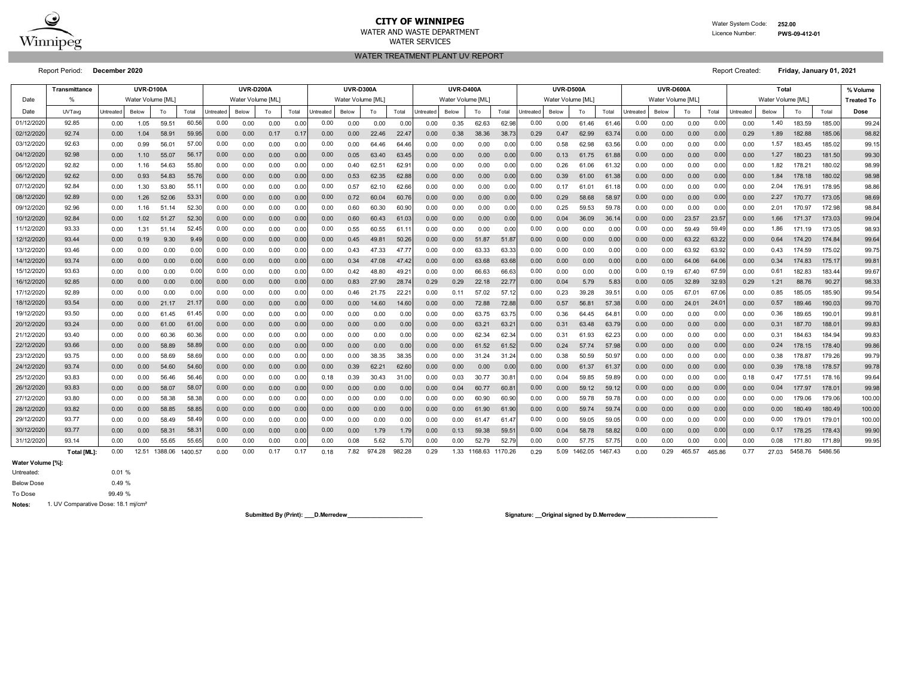**CITY OF WINNIPEG**
WATER AND WASTE DEPARTMENT
WATER SERVICES

Water System Code: **252.00**
Licence Number: **PWS-09-412-01**

WATER TREATMENT PLANT UV REPORT

Report Period: **December 2020**

Report Created: **Friday, January 01, 2021**

| Date | Transmittance % | UVR-D100A Water Volume [ML] | | | | UVR-D200A Water Volume [ML] | | | | UVR-D300A Water Volume [ML] | | | | UVR-D400A Water Volume [ML] | | | | UVR-D500A Water Volume [ML] | | | | UVR-D600A Water Volume [ML] | | | | Total Water Volume [ML] | | | | % Volume Treated To |
|---|---|---|---|---|---|---|---|---|---|---|---|---|---|---|---|---|---|---|---|---|---|---|---|---|---|---|---|---|---|---|
| Date | UVTavg | Untreated | Below | To | Total | Untreated | Below | To | Total | Untreated | Below | To | Total | Untreated | Below | To | Total | Untreated | Below | To | Total | Untreated | Below | To | Total | Untreated | Below | To | Total | Dose |
| 01/12/2020 | 92.85 | 0.00 | 1.05 | 59.51 | 60.56 | 0.00 | 0.00 | 0.00 | 0.00 | 0.00 | 0.00 | 0.00 | 0.00 | 0.00 | 0.35 | 62.63 | 62.98 | 0.00 | 0.00 | 61.46 | 61.46 | 0.00 | 0.00 | 0.00 | 0.00 | 0.00 | 1.40 | 183.59 | 185.00 | 99.24 |
| 02/12/2020 | 92.74 | 0.00 | 1.04 | 58.91 | 59.95 | 0.00 | 0.00 | 0.17 | 0.17 | 0.00 | 0.00 | 22.46 | 22.47 | 0.00 | 0.38 | 38.36 | 38.73 | 0.29 | 0.47 | 62.99 | 63.74 | 0.00 | 0.00 | 0.00 | 0.00 | 0.29 | 1.89 | 182.88 | 185.06 | 98.82 |
| 03/12/2020 | 92.63 | 0.00 | 0.99 | 56.01 | 57.00 | 0.00 | 0.00 | 0.00 | 0.00 | 0.00 | 0.00 | 64.46 | 64.46 | 0.00 | 0.00 | 0.00 | 0.00 | 0.00 | 0.58 | 62.98 | 63.56 | 0.00 | 0.00 | 0.00 | 0.00 | 0.00 | 1.57 | 183.45 | 185.02 | 99.15 |
| 04/12/2020 | 92.98 | 0.00 | 1.10 | 55.07 | 56.17 | 0.00 | 0.00 | 0.00 | 0.00 | 0.00 | 0.05 | 63.40 | 63.45 | 0.00 | 0.00 | 0.00 | 0.00 | 0.00 | 0.13 | 61.75 | 61.88 | 0.00 | 0.00 | 0.00 | 0.00 | 0.00 | 1.27 | 180.23 | 181.50 | 99.30 |
| 05/12/2020 | 92.82 | 0.00 | 1.16 | 54.63 | 55.80 | 0.00 | 0.00 | 0.00 | 0.00 | 0.00 | 0.40 | 62.51 | 62.91 | 0.00 | 0.00 | 0.00 | 0.00 | 0.00 | 0.26 | 61.06 | 61.32 | 0.00 | 0.00 | 0.00 | 0.00 | 0.00 | 1.82 | 178.21 | 180.02 | 98.99 |
| 06/12/2020 | 92.62 | 0.00 | 0.93 | 54.83 | 55.76 | 0.00 | 0.00 | 0.00 | 0.00 | 0.00 | 0.53 | 62.35 | 62.88 | 0.00 | 0.00 | 0.00 | 0.00 | 0.00 | 0.39 | 61.00 | 61.38 | 0.00 | 0.00 | 0.00 | 0.00 | 0.00 | 1.84 | 178.18 | 180.02 | 98.98 |
| 07/12/2020 | 92.84 | 0.00 | 1.30 | 53.80 | 55.11 | 0.00 | 0.00 | 0.00 | 0.00 | 0.00 | 0.57 | 62.10 | 62.66 | 0.00 | 0.00 | 0.00 | 0.00 | 0.00 | 0.17 | 61.01 | 61.18 | 0.00 | 0.00 | 0.00 | 0.00 | 0.00 | 2.04 | 176.91 | 178.95 | 98.86 |
| 08/12/2020 | 92.89 | 0.00 | 1.26 | 52.06 | 53.31 | 0.00 | 0.00 | 0.00 | 0.00 | 0.00 | 0.72 | 60.04 | 60.76 | 0.00 | 0.00 | 0.00 | 0.00 | 0.00 | 0.29 | 58.68 | 58.97 | 0.00 | 0.00 | 0.00 | 0.00 | 0.00 | 2.27 | 170.77 | 173.05 | 98.69 |
| 09/12/2020 | 92.96 | 0.00 | 1.16 | 51.14 | 52.30 | 0.00 | 0.00 | 0.00 | 0.00 | 0.00 | 0.60 | 60.30 | 60.90 | 0.00 | 0.00 | 0.00 | 0.00 | 0.00 | 0.25 | 59.53 | 59.78 | 0.00 | 0.00 | 0.00 | 0.00 | 0.00 | 2.01 | 170.97 | 172.98 | 98.84 |
| 10/12/2020 | 92.84 | 0.00 | 1.02 | 51.27 | 52.30 | 0.00 | 0.00 | 0.00 | 0.00 | 0.00 | 0.60 | 60.43 | 61.03 | 0.00 | 0.00 | 0.00 | 0.00 | 0.00 | 0.04 | 36.09 | 36.14 | 0.00 | 0.00 | 23.57 | 23.57 | 0.00 | 1.66 | 171.37 | 173.03 | 99.04 |
| 11/12/2020 | 93.33 | 0.00 | 1.31 | 51.14 | 52.45 | 0.00 | 0.00 | 0.00 | 0.00 | 0.00 | 0.55 | 60.55 | 61.11 | 0.00 | 0.00 | 0.00 | 0.00 | 0.00 | 0.00 | 0.00 | 0.00 | 0.00 | 0.00 | 59.49 | 59.49 | 0.00 | 1.86 | 171.19 | 173.05 | 98.93 |
| 12/12/2020 | 93.44 | 0.00 | 0.19 | 9.30 | 9.49 | 0.00 | 0.00 | 0.00 | 0.00 | 0.00 | 0.45 | 49.81 | 50.26 | 0.00 | 0.00 | 51.87 | 51.87 | 0.00 | 0.00 | 0.00 | 0.00 | 0.00 | 0.00 | 63.22 | 63.22 | 0.00 | 0.64 | 174.20 | 174.84 | 99.64 |
| 13/12/2020 | 93.46 | 0.00 | 0.00 | 0.00 | 0.00 | 0.00 | 0.00 | 0.00 | 0.00 | 0.00 | 0.43 | 47.33 | 47.77 | 0.00 | 0.00 | 63.33 | 63.33 | 0.00 | 0.00 | 0.00 | 0.00 | 0.00 | 0.00 | 63.92 | 63.92 | 0.00 | 0.43 | 174.59 | 175.02 | 99.75 |
| 14/12/2020 | 93.74 | 0.00 | 0.00 | 0.00 | 0.00 | 0.00 | 0.00 | 0.00 | 0.00 | 0.00 | 0.34 | 47.08 | 47.42 | 0.00 | 0.00 | 63.68 | 63.68 | 0.00 | 0.00 | 0.00 | 0.00 | 0.00 | 0.00 | 64.06 | 64.06 | 0.00 | 0.34 | 174.83 | 175.17 | 99.81 |
| 15/12/2020 | 93.63 | 0.00 | 0.00 | 0.00 | 0.00 | 0.00 | 0.00 | 0.00 | 0.00 | 0.00 | 0.42 | 48.80 | 49.21 | 0.00 | 0.00 | 66.63 | 66.63 | 0.00 | 0.00 | 0.00 | 0.00 | 0.00 | 0.19 | 67.40 | 67.59 | 0.00 | 0.61 | 182.83 | 183.44 | 99.67 |
| 16/12/2020 | 92.85 | 0.00 | 0.00 | 0.00 | 0.00 | 0.00 | 0.00 | 0.00 | 0.00 | 0.00 | 0.83 | 27.90 | 28.74 | 0.29 | 0.29 | 22.18 | 22.77 | 0.00 | 0.04 | 5.79 | 5.83 | 0.00 | 0.05 | 32.89 | 32.93 | 0.29 | 1.21 | 88.76 | 90.27 | 98.33 |
| 17/12/2020 | 92.89 | 0.00 | 0.00 | 0.00 | 0.00 | 0.00 | 0.00 | 0.00 | 0.00 | 0.00 | 0.46 | 21.75 | 22.21 | 0.00 | 0.11 | 57.02 | 57.12 | 0.00 | 0.23 | 39.28 | 39.51 | 0.00 | 0.05 | 67.01 | 67.06 | 0.00 | 0.85 | 185.05 | 185.90 | 99.54 |
| 18/12/2020 | 93.54 | 0.00 | 0.00 | 21.17 | 21.17 | 0.00 | 0.00 | 0.00 | 0.00 | 0.00 | 0.00 | 14.60 | 14.60 | 0.00 | 0.00 | 72.88 | 72.88 | 0.00 | 0.57 | 56.81 | 57.38 | 0.00 | 0.00 | 24.01 | 24.01 | 0.00 | 0.57 | 189.46 | 190.03 | 99.70 |
| 19/12/2020 | 93.50 | 0.00 | 0.00 | 61.45 | 61.45 | 0.00 | 0.00 | 0.00 | 0.00 | 0.00 | 0.00 | 0.00 | 0.00 | 0.00 | 0.00 | 63.75 | 63.75 | 0.00 | 0.36 | 64.45 | 64.81 | 0.00 | 0.00 | 0.00 | 0.00 | 0.00 | 0.36 | 189.65 | 190.01 | 99.81 |
| 20/12/2020 | 93.24 | 0.00 | 0.00 | 61.00 | 61.00 | 0.00 | 0.00 | 0.00 | 0.00 | 0.00 | 0.00 | 0.00 | 0.00 | 0.00 | 0.00 | 63.21 | 63.21 | 0.00 | 0.31 | 63.48 | 63.79 | 0.00 | 0.00 | 0.00 | 0.00 | 0.00 | 0.31 | 187.70 | 188.01 | 99.83 |
| 21/12/2020 | 93.40 | 0.00 | 0.00 | 60.36 | 60.36 | 0.00 | 0.00 | 0.00 | 0.00 | 0.00 | 0.00 | 0.00 | 0.00 | 0.00 | 0.00 | 62.34 | 62.34 | 0.00 | 0.31 | 61.93 | 62.23 | 0.00 | 0.00 | 0.00 | 0.00 | 0.00 | 0.31 | 184.63 | 184.94 | 99.83 |
| 22/12/2020 | 93.66 | 0.00 | 0.00 | 58.89 | 58.89 | 0.00 | 0.00 | 0.00 | 0.00 | 0.00 | 0.00 | 0.00 | 0.00 | 0.00 | 0.00 | 61.52 | 61.52 | 0.00 | 0.24 | 57.74 | 57.98 | 0.00 | 0.00 | 0.00 | 0.00 | 0.00 | 0.24 | 178.15 | 178.40 | 99.86 |
| 23/12/2020 | 93.75 | 0.00 | 0.00 | 58.69 | 58.69 | 0.00 | 0.00 | 0.00 | 0.00 | 0.00 | 0.00 | 38.35 | 38.35 | 0.00 | 0.00 | 31.24 | 31.24 | 0.00 | 0.38 | 50.59 | 50.97 | 0.00 | 0.00 | 0.00 | 0.00 | 0.00 | 0.38 | 178.87 | 179.26 | 99.79 |
| 24/12/2020 | 93.74 | 0.00 | 0.00 | 54.60 | 54.60 | 0.00 | 0.00 | 0.00 | 0.00 | 0.00 | 0.39 | 62.21 | 62.60 | 0.00 | 0.00 | 0.00 | 0.00 | 0.00 | 0.00 | 61.37 | 61.37 | 0.00 | 0.00 | 0.00 | 0.00 | 0.00 | 0.39 | 178.18 | 178.57 | 99.78 |
| 25/12/2020 | 93.83 | 0.00 | 0.00 | 56.46 | 56.46 | 0.00 | 0.00 | 0.00 | 0.00 | 0.18 | 0.39 | 30.43 | 31.00 | 0.00 | 0.03 | 30.77 | 30.81 | 0.00 | 0.04 | 59.85 | 59.89 | 0.00 | 0.00 | 0.00 | 0.00 | 0.18 | 0.47 | 177.51 | 178.16 | 99.64 |
| 26/12/2020 | 93.83 | 0.00 | 0.00 | 58.07 | 58.07 | 0.00 | 0.00 | 0.00 | 0.00 | 0.00 | 0.00 | 0.00 | 0.00 | 0.00 | 0.04 | 60.77 | 60.81 | 0.00 | 0.00 | 59.12 | 59.12 | 0.00 | 0.00 | 0.00 | 0.00 | 0.00 | 0.04 | 177.97 | 178.01 | 99.98 |
| 27/12/2020 | 93.80 | 0.00 | 0.00 | 58.38 | 58.38 | 0.00 | 0.00 | 0.00 | 0.00 | 0.00 | 0.00 | 0.00 | 0.00 | 0.00 | 0.00 | 60.90 | 60.90 | 0.00 | 0.00 | 59.78 | 59.78 | 0.00 | 0.00 | 0.00 | 0.00 | 0.00 | 0.00 | 179.06 | 179.06 | 100.00 |
| 28/12/2020 | 93.82 | 0.00 | 0.00 | 58.85 | 58.85 | 0.00 | 0.00 | 0.00 | 0.00 | 0.00 | 0.00 | 0.00 | 0.00 | 0.00 | 0.00 | 61.90 | 61.90 | 0.00 | 0.00 | 59.74 | 59.74 | 0.00 | 0.00 | 0.00 | 0.00 | 0.00 | 0.00 | 180.49 | 180.49 | 100.00 |
| 29/12/2020 | 93.77 | 0.00 | 0.00 | 58.49 | 58.49 | 0.00 | 0.00 | 0.00 | 0.00 | 0.00 | 0.00 | 0.00 | 0.00 | 0.00 | 0.00 | 61.47 | 61.47 | 0.00 | 0.00 | 59.05 | 59.05 | 0.00 | 0.00 | 0.00 | 0.00 | 0.00 | 0.00 | 179.01 | 179.01 | 100.00 |
| 30/12/2020 | 93.77 | 0.00 | 0.00 | 58.31 | 58.31 | 0.00 | 0.00 | 0.00 | 0.00 | 0.00 | 0.00 | 1.79 | 1.79 | 0.00 | 0.13 | 59.38 | 59.51 | 0.00 | 0.04 | 58.78 | 58.82 | 0.00 | 0.00 | 0.00 | 0.00 | 0.00 | 0.17 | 178.25 | 178.43 | 99.90 |
| 31/12/2020 | 93.14 | 0.00 | 0.00 | 55.65 | 55.65 | 0.00 | 0.00 | 0.00 | 0.00 | 0.00 | 0.08 | 5.62 | 5.70 | 0.00 | 0.00 | 52.79 | 52.79 | 0.00 | 0.00 | 57.75 | 57.75 | 0.00 | 0.00 | 0.00 | 0.00 | 0.00 | 0.08 | 171.80 | 171.89 | 99.95 |
| | Total [ML]: | 0.00 | 12.51 | 1388.06 | 1400.57 | 0.00 | 0.00 | 0.17 | 0.17 | 0.18 | 7.82 | 974.28 | 982.28 | 0.29 | 1.33 | 1168.63 | 1170.26 | 0.29 | 5.09 | 1462.05 | 1467.43 | 0.00 | 0.29 | 465.57 | 465.86 | 0.77 | 27.03 | 5458.76 | 5486.56 | |

**Water Volume [%]:**

Untreated: 0.01 %

Below Dose 0.49 %

To Dose 99.49 %

**Notes:** 1. UV Comparative Dose: 18.1 mj/cm²

**Submitted By (Print): \_\_\_D.Merredew\_\_\_\_\_\_\_\_\_\_\_\_\_\_\_\_\_\_\_\_\_\_**

**Signature: \_\_Original signed by D.Merredew\_\_\_\_\_\_\_\_\_\_\_\_\_\_\_\_\_\_\_\_\_\_\_\_\_\_\_**